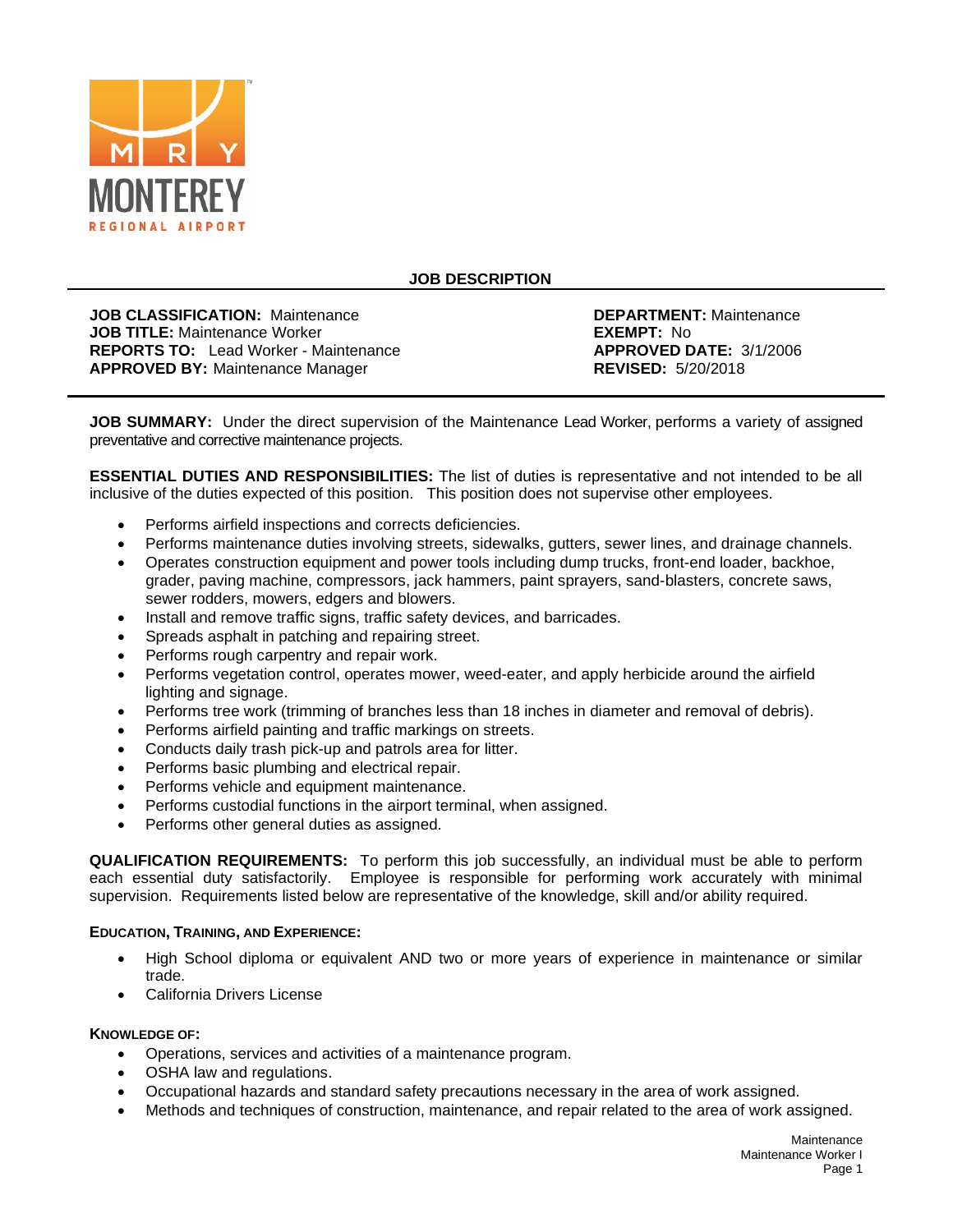# JOB DESCRIPTION

**JOB CLASSIFICATION:** Maintenance
**JOB TITLE:** Maintenance Worker
**REPORTS TO:** Lead Worker - Maintenance
**APPROVED BY:** Maintenance Manager

**DEPARTMENT:** Maintenance
**EXEMPT:** No
**APPROVED DATE:** 3/1/2006
**REVISED:** 5/20/2018

**JOB SUMMARY:** Under the direct supervision of the Maintenance Lead Worker, performs a variety of assigned preventative and corrective maintenance projects.

**ESSENTIAL DUTIES AND RESPONSIBILITIES:** The list of duties is representative and not intended to be all inclusive of the duties expected of this position. This position does not supervise other employees.

- Performs airfield inspections and corrects deficiencies.
- Performs maintenance duties involving streets, sidewalks, gutters, sewer lines, and drainage channels.
- Operates construction equipment and power tools including dump trucks, front-end loader, backhoe, grader, paving machine, compressors, jack hammers, paint sprayers, sand-blasters, concrete saws, sewer rodders, mowers, edgers and blowers.
- Install and remove traffic signs, traffic safety devices, and barricades.
- Spreads asphalt in patching and repairing street.
- Performs rough carpentry and repair work.
- Performs vegetation control, operates mower, weed-eater, and apply herbicide around the airfield lighting and signage.
- Performs tree work (trimming of branches less than 18 inches in diameter and removal of debris).
- Performs airfield painting and traffic markings on streets.
- Conducts daily trash pick-up and patrols area for litter.
- Performs basic plumbing and electrical repair.
- Performs vehicle and equipment maintenance.
- Performs custodial functions in the airport terminal, when assigned.
- Performs other general duties as assigned.

**QUALIFICATION REQUIREMENTS:** To perform this job successfully, an individual must be able to perform each essential duty satisfactorily. Employee is responsible for performing work accurately with minimal supervision. Requirements listed below are representative of the knowledge, skill and/or ability required.

**EDUCATION, TRAINING, AND EXPERIENCE:**

- High School diploma or equivalent AND two or more years of experience in maintenance or similar trade.
- California Drivers License

**KNOWLEDGE OF:**

- Operations, services and activities of a maintenance program.
- OSHA law and regulations.
- Occupational hazards and standard safety precautions necessary in the area of work assigned.
- Methods and techniques of construction, maintenance, and repair related to the area of work assigned.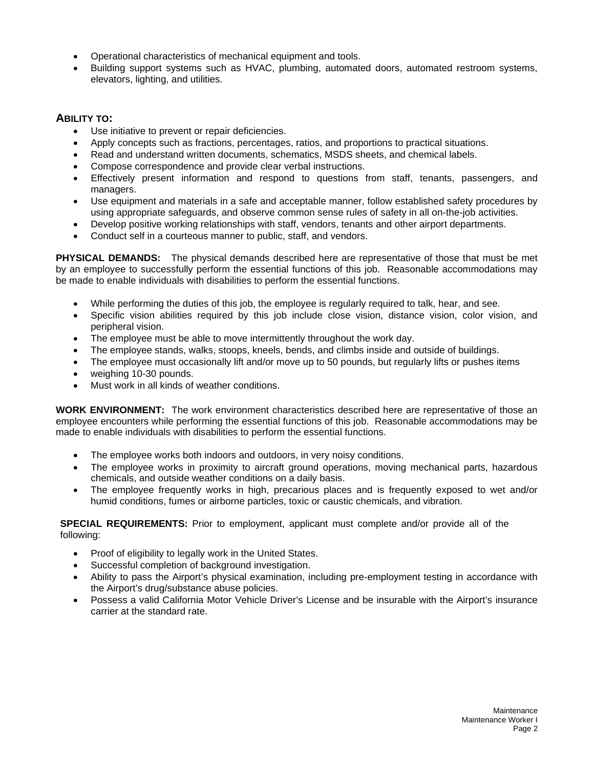- Operational characteristics of mechanical equipment and tools.
- Building support systems such as HVAC, plumbing, automated doors, automated restroom systems, elevators, lighting, and utilities.

## ABILITY TO:

- Use initiative to prevent or repair deficiencies.
- Apply concepts such as fractions, percentages, ratios, and proportions to practical situations.
- Read and understand written documents, schematics, MSDS sheets, and chemical labels.
- Compose correspondence and provide clear verbal instructions.
- Effectively present information and respond to questions from staff, tenants, passengers, and managers.
- Use equipment and materials in a safe and acceptable manner, follow established safety procedures by using appropriate safeguards, and observe common sense rules of safety in all on-the-job activities.
- Develop positive working relationships with staff, vendors, tenants and other airport departments.
- Conduct self in a courteous manner to public, staff, and vendors.

**PHYSICAL DEMANDS:** The physical demands described here are representative of those that must be met by an employee to successfully perform the essential functions of this job. Reasonable accommodations may be made to enable individuals with disabilities to perform the essential functions.

- While performing the duties of this job, the employee is regularly required to talk, hear, and see.
- Specific vision abilities required by this job include close vision, distance vision, color vision, and peripheral vision.
- The employee must be able to move intermittently throughout the work day.
- The employee stands, walks, stoops, kneels, bends, and climbs inside and outside of buildings.
- The employee must occasionally lift and/or move up to 50 pounds, but regularly lifts or pushes items
- weighing 10-30 pounds.
- Must work in all kinds of weather conditions.

**WORK ENVIRONMENT:** The work environment characteristics described here are representative of those an employee encounters while performing the essential functions of this job. Reasonable accommodations may be made to enable individuals with disabilities to perform the essential functions.

- The employee works both indoors and outdoors, in very noisy conditions.
- The employee works in proximity to aircraft ground operations, moving mechanical parts, hazardous chemicals, and outside weather conditions on a daily basis.
- The employee frequently works in high, precarious places and is frequently exposed to wet and/or humid conditions, fumes or airborne particles, toxic or caustic chemicals, and vibration.

**SPECIAL REQUIREMENTS:** Prior to employment, applicant must complete and/or provide all of the following:

- Proof of eligibility to legally work in the United States.
- Successful completion of background investigation.
- Ability to pass the Airport's physical examination, including pre-employment testing in accordance with the Airport's drug/substance abuse policies.
- Possess a valid California Motor Vehicle Driver's License and be insurable with the Airport's insurance carrier at the standard rate.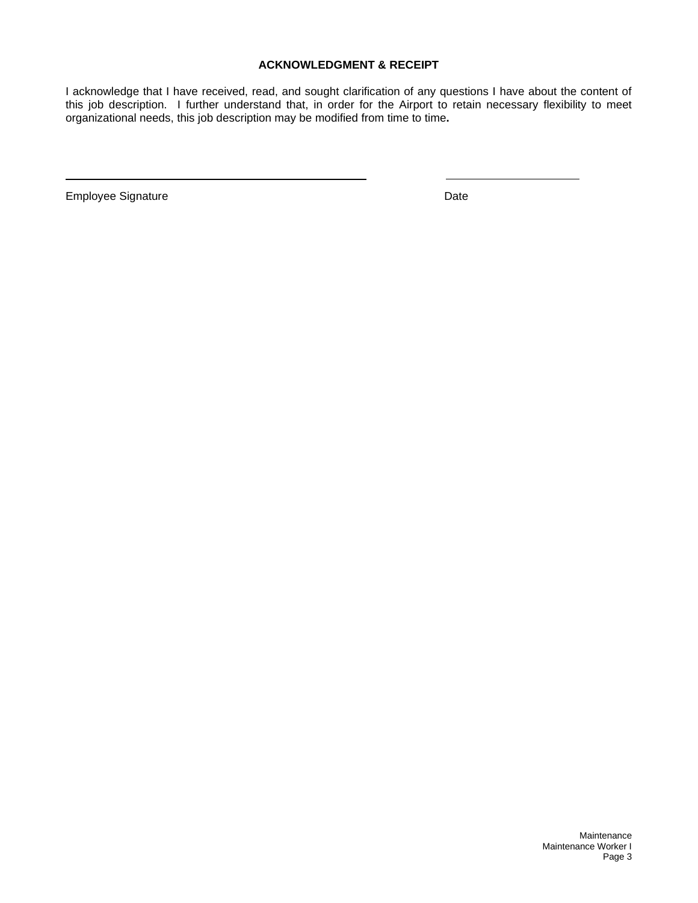**ACKNOWLEDGMENT & RECEIPT**

I acknowledge that I have received, read, and sought clarification of any questions I have about the content of this job description. I further understand that, in order for the Airport to retain necessary flexibility to meet organizational needs, this job description may be modified from time to time**.**

\_\_\_\_\_\_\_\_\_\_\_\_\_\_\_\_\_\_\_\_\_\_\_\_\_\_\_\_\_\_\_\_\_\_\_\_\_\_\_\_\_\_ \_\_\_\_\_\_\_\_\_\_\_\_\_\_\_\_\_\_\_\_

Employee Signature Date